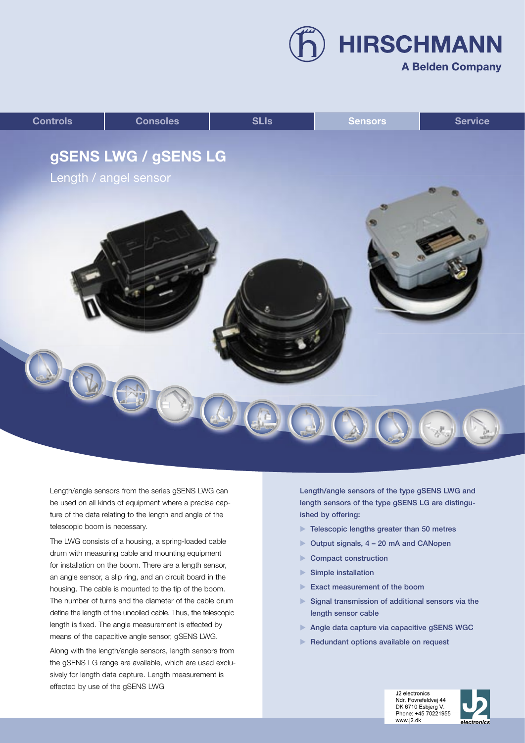HIRSCHMANN

A Belden Company

Controls | Consoles | SLIs | Sensors | Service

# gSENS LWG / gSENS LG

## Length / angel sensor

Length/angle sensors from the series gSENS LWG can be used on all kinds of equipment where a precise capture of the data relating to the length and angle of the telescopic boom is necessary.

The LWG consists of a housing, a spring-loaded cable drum with measuring cable and mounting equipment for installation on the boom. There are a length sensor, an angle sensor, a slip ring, and an circuit board in the housing. The cable is mounted to the tip of the boom. The number of turns and the diameter of the cable drum define the length of the uncoiled cable. Thus, the telescopic length is fixed. The angle measurement is effected by means of the capacitive angle sensor, gSENS LWG.

Along with the length/angle sensors, length sensors from the gSENS LG range are available, which are used exclusively for length data capture. Length measurement is effected by use of the gSENS LWG

**Length/angle sensors of the type gSENS LWG and length sensors of the type gSENS LG are distinguished by offering:**

- **Telescopic lengths greater than 50 metres**
- **Output signals, 4 – 20 mA and CANopen**
- **Compact construction**
- **Simple installation**
- **Exact measurement of the boom**
- **Signal transmission of additional sensors via the length sensor cable**
- **Angle data capture via capacitive gSENS WGC**
- **Redundant options available on request**

J2 electronics
Ndr. Fovrefeldvej 44
DK 6710 Esbjerg V.
Phone: +45 70221955
www.j2.dk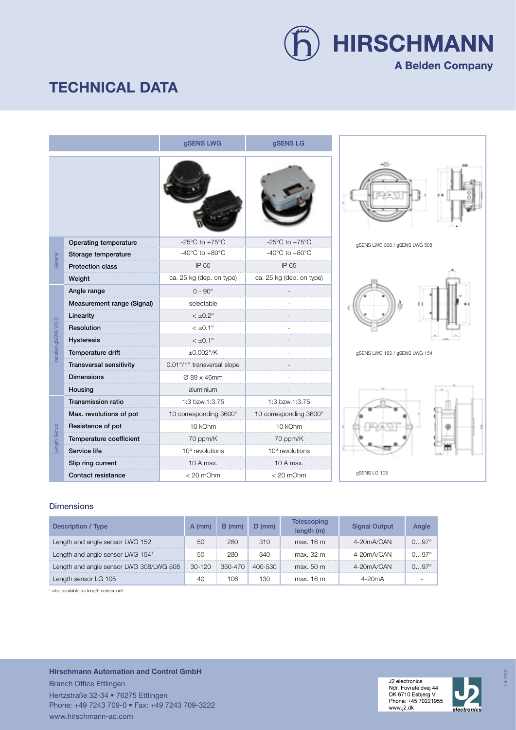# TECHNICAL DATA

| | | gSENS LWG | gSENS LG |
|---|---|---|---|
| General | Operating temperature | -25°C to +75°C | -25°C to +75°C |
| | Storage temperature | -40°C to +80°C | -40°C to +80°C |
| | Protection class | IP 65 | IP 65 |
| | Weight | ca. 25 kg (dep. on type) | ca. 25 kg (dep. on type) |
| Installed gSENS WGC | Angle range | 0 - 90° | - |
| | Measurement range (Signal) | selectable | - |
| | Linearity | < ±0.2° | - |
| | Resolution | < ±0.1° | - |
| | Hysteresis | < ±0.1° | - |
| | Temperature drift | ±0.002°/K | - |
| | Transversal sensitivity | 0.01°/1° transversal slope | - |
| | Dimensions | Ø 89 x 46mm | - |
| | Housing | aluminium | - |
| Length Sensor | Transmission ratio | 1:3 bzw.1:3.75 | 1:3 bzw.1:3.75 |
| | Max. revolutions of pot | 10 corresponding 3600° | 10 corresponding 3600° |
| | Resistance of pot | 10 kOhm | 10 kOhm |
| | Temperature coefficient | 70 ppm/K | 70 ppm/K |
| | Service life | $10^6$ revolutions | $10^6$ revolutions |
| | Slip ring current | 10 A max. | 10 A max. |
| | Contact resistance | < 20 mOhm | < 20 mOhm |

gSENS LWG 308 / gSENS LWG 508

gSENS LWG 152 / gSENS LWG 154

gSENS LG 105

## Dimensions

| Description / Type | A (mm) | B (mm) | D (mm) | Telescoping length (m) | Signal Output | Angle |
|---|---|---|---|---|---|---|
| Length and angle sensor LWG 152 | 50 | 280 | 310 | max. 16 m | 4-20mA/CAN | 0…97° |
| Length and angle sensor LWG 154[1] | 50 | 280 | 340 | max. 32 m | 4-20mA/CAN | 0…97° |
| Length and angle sensor LWG 308/LWG 508 | 30-120 | 350-470 | 400-530 | max. 50 m | 4-20mA/CAN | 0…97° |
| Length sensor LG 105 | 40 | 106 | 130 | max. 16 m | 4-20mA | - |

[1] also available as length sensor unit.

**Hirschmann Automation and Control GmbH**

Branch Office Ettlingen
Hertzstraße 32-34 • 76275 Ettlingen
Phone: +49 7243 709-0 • Fax: +49 7243 709-3222
www.hirschmann-ac.com

J2 electronics
Ndr. Fovrefeldvej 44
DK 6710 Esbjerg V.
Phone: +45 70221955
www.j2.dk

04-2007